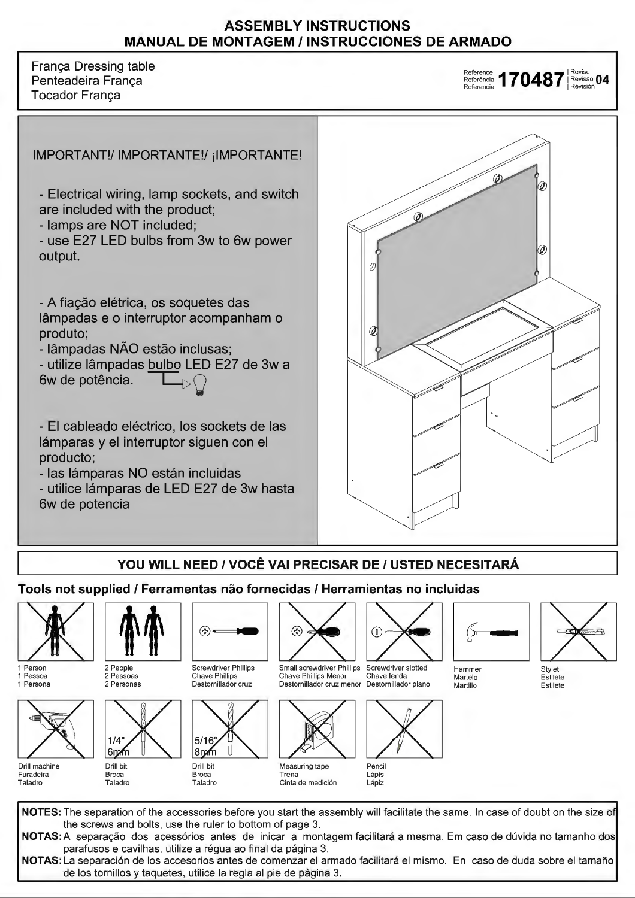# ASSEMBLY INSTRUCTIONS
## MANUAL DE MONTAGEM / INSTRUCCIONES DE ARMADO

França Dressing table
Penteadeira França
Tocador França

Reference / Referência / Referencia **170487** | Revise / Revisão / Revisión **04**

IMPORTANT!/ IMPORTANTE!/ ¡IMPORTANTE!

- Electrical wiring, lamp sockets, and switch are included with the product;
- lamps are NOT included;
- use E27 LED bulbs from 3w to 6w power output.

- A fiação elétrica, os soquetes das lâmpadas e o interruptor acompanham o produto;
- lâmpadas NÃO estão inclusas;
- utilize lâmpadas bulbo LED E27 de 3w a 6w de potência.

- El cableado eléctrico, los sockets de las lámparas y el interruptor siguen con el producto;
- las lámparas NO están incluidas
- utilice lámparas de LED E27 de 3w hasta 6w de potencia

## YOU WILL NEED / VOCÊ VAI PRECISAR DE / USTED NECESITARÁ

**Tools not supplied / Ferramentas não fornecidas / Herramientas no incluidas**

- 1 Person / 1 Pessoa / 1 Persona
- 2 People / 2 Pessoas / 2 Personas
- Screwdriver Phillips / Chave Phillips / Destornillador cruz
- Small screwdriver Phillips / Chave Phillips Menor / Destornillador cruz menor
- Screwdriver slotted / Chave fenda / Destornillador plano
- Hammer / Martelo / Martillo
- Stylet / Estilete / Estilete
- Drill machine / Furadeira / Taladro
- Drill bit / Broca / Taladro (1/4" 6mm)
- Drill bit / Broca / Taladro (5/16" 8mm)
- Measuring tape / Trena / Cinta de medición
- Pencil / Lápis / Lápiz

**NOTES:** The separation of the accessories before you start the assembly will facilitate the same. In case of doubt on the size of the screws and bolts, use the ruler to bottom of page 3.

**NOTAS:** A separação dos acessórios antes de inicar a montagem facilitará a mesma. Em caso de dúvida no tamanho dos parafusos e cavilhas, utilize a régua ao final da página 3.

**NOTAS:** La separación de los accesorios antes de comenzar el armado facilitará el mismo. En caso de duda sobre el tamaño de los tornillos y taquetes, utilice la regla al pie de página 3.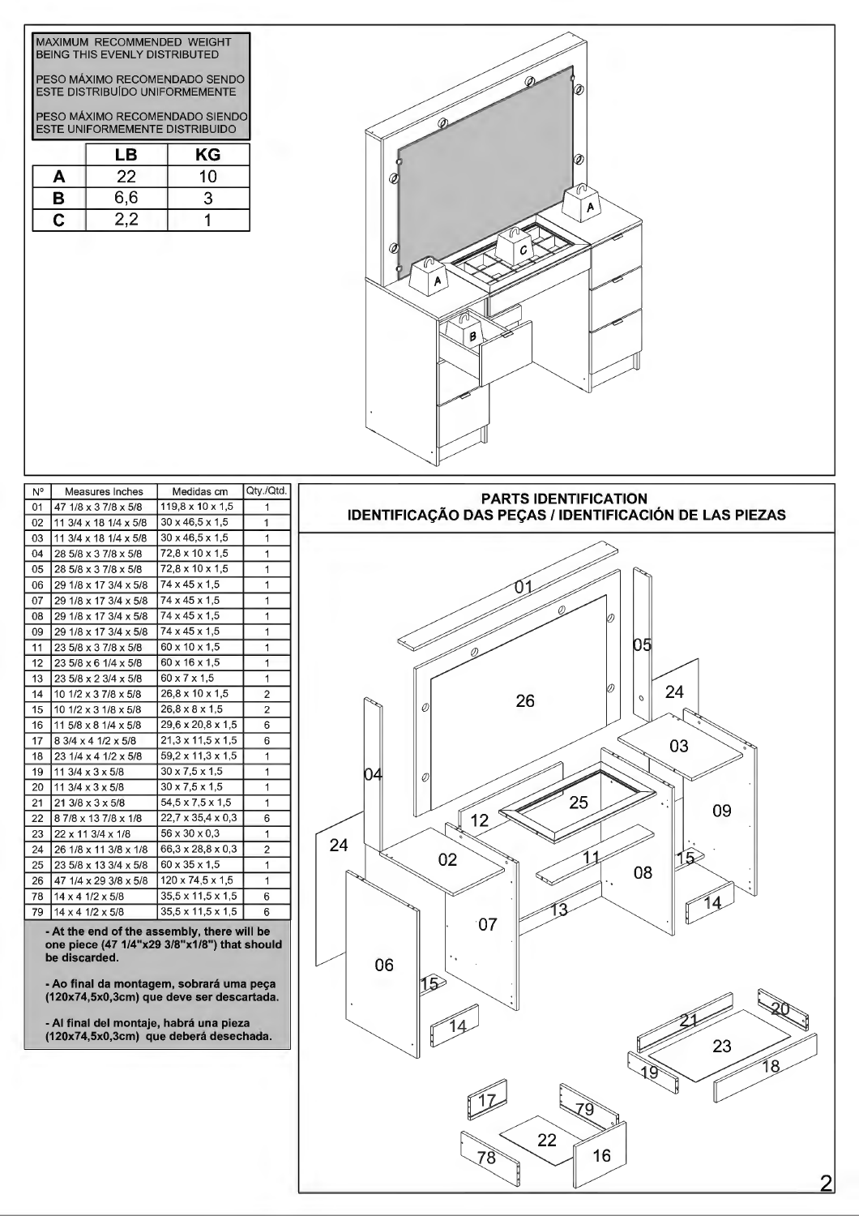MAXIMUM RECOMMENDED WEIGHT BEING THIS EVENLY DISTRIBUTED

PESO MÁXIMO RECOMENDADO SENDO ESTE DISTRIBUÍDO UNIFORMEMENTE

PESO MÁXIMO RECOMENDADO SIENDO ESTE UNIFORMEMENTE DISTRIBUIDO

| | LB | KG |
|---|---|---|
| A | 22 | 10 |
| B | 6,6 | 3 |
| C | 2,2 | 1 |

| Nº | Measures Inches | Medidas cm | Qty./Qtd. |
|---|---|---|---|
| 01 | 47 1/8 x 3 7/8 x 5/8 | 119,8 x 10 x 1,5 | 1 |
| 02 | 11 3/4 x 18 1/4 x 5/8 | 30 x 46,5 x 1,5 | 1 |
| 03 | 11 3/4 x 18 1/4 x 5/8 | 30 x 46,5 x 1,5 | 1 |
| 04 | 28 5/8 x 3 7/8 x 5/8 | 72,8 x 10 x 1,5 | 1 |
| 05 | 28 5/8 x 3 7/8 x 5/8 | 72,8 x 10 x 1,5 | 1 |
| 06 | 29 1/8 x 17 3/4 x 5/8 | 74 x 45 x 1,5 | 1 |
| 07 | 29 1/8 x 17 3/4 x 5/8 | 74 x 45 x 1,5 | 1 |
| 08 | 29 1/8 x 17 3/4 x 5/8 | 74 x 45 x 1,5 | 1 |
| 09 | 29 1/8 x 17 3/4 x 5/8 | 74 x 45 x 1,5 | 1 |
| 11 | 23 5/8 x 3 7/8 x 5/8 | 60 x 10 x 1,5 | 1 |
| 12 | 23 5/8 x 6 1/4 x 5/8 | 60 x 16 x 1,5 | 1 |
| 13 | 23 5/8 x 2 3/4 x 5/8 | 60 x 7 x 1,5 | 1 |
| 14 | 10 1/2 x 3 7/8 x 5/8 | 26,8 x 10 x 1,5 | 2 |
| 15 | 10 1/2 x 3 1/8 x 5/8 | 26,8 x 8 x 1,5 | 2 |
| 16 | 11 5/8 x 8 1/4 x 5/8 | 29,6 x 20,8 x 1,5 | 6 |
| 17 | 8 3/4 x 4 1/2 x 5/8 | 21,3 x 11,5 x 1,5 | 6 |
| 18 | 23 1/4 x 4 1/2 x 5/8 | 59,2 x 11,3 x 1,5 | 1 |
| 19 | 11 3/4 x 3 x 5/8 | 30 x 7,5 x 1,5 | 1 |
| 20 | 11 3/4 x 3 x 5/8 | 30 x 7,5 x 1,5 | 1 |
| 21 | 21 3/8 x 3 x 5/8 | 54,5 x 7,5 x 1,5 | 1 |
| 22 | 8 7/8 x 13 7/8 x 1/8 | 22,7 x 35,4 x 0,3 | 6 |
| 23 | 22 x 11 3/4 x 1/8 | 56 x 30 x 0,3 | 1 |
| 24 | 26 1/8 x 11 3/8 x 1/8 | 66,3 x 28,8 x 0,3 | 2 |
| 25 | 23 5/8 x 13 3/4 x 5/8 | 60 x 35 x 1,5 | 1 |
| 26 | 47 1/4 x 29 3/8 x 5/8 | 120 x 74,5 x 1,5 | 1 |
| 78 | 14 x 4 1/2 x 5/8 | 35,5 x 11,5 x 1,5 | 6 |
| 79 | 14 x 4 1/2 x 5/8 | 35,5 x 11,5 x 1,5 | 6 |

**- At the end of the assembly, there will be one piece (47 1/4"x29 3/8"x1/8") that should be discarded.**

**- Ao final da montagem, sobrará uma peça (120x74,5x0,3cm) que deve ser descartada.**

**- Al final del montaje, habrá una pieza (120x74,5x0,3cm) que deberá desechada.**

## PARTS IDENTIFICATION
## IDENTIFICAÇÃO DAS PEÇAS / IDENTIFICACIÓN DE LAS PIEZAS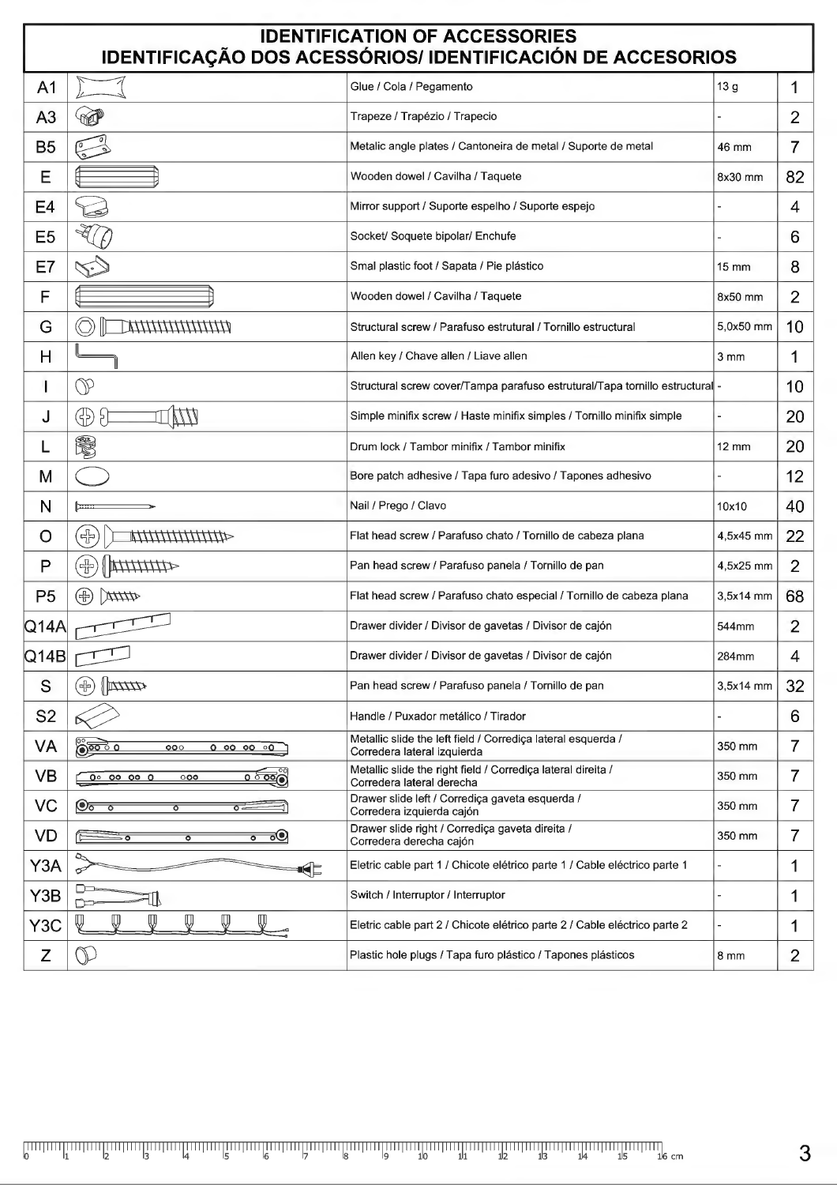# IDENTIFICATION OF ACCESSORIES
## IDENTIFICAÇÃO DOS ACESSÓRIOS/ IDENTIFICACIÓN DE ACCESORIOS

| | | | | |
|---|---|---|---|---|
| A1 | | Glue / Cola / Pegamento | 13 g | 1 |
| A3 | | Trapeze / Trapézio / Trapecio | - | 2 |
| B5 | | Metalic angle plates / Cantoneira de metal / Suporte de metal | 46 mm | 7 |
| E | | Wooden dowel / Cavilha / Taquete | 8x30 mm | 82 |
| E4 | | Mirror support / Suporte espelho / Suporte espejo | - | 4 |
| E5 | | Socket/ Soquete bipolar/ Enchufe | - | 6 |
| E7 | | Smal plastic foot / Sapata / Pie plástico | 15 mm | 8 |
| F | | Wooden dowel / Cavilha / Taquete | 8x50 mm | 2 |
| G | | Structural screw / Parafuso estrutural / Tornillo estructural | 5,0x50 mm | 10 |
| H | | Allen key / Chave allen / Llave allen | 3 mm | 1 |
| I | | Structural screw cover/Tampa parafuso estrutural/Tapa tornillo estructural | - | 10 |
| J | | Simple minifix screw / Haste minifix simples / Tornillo minifix simple | - | 20 |
| L | | Drum lock / Tambor minifix / Tambor minifix | 12 mm | 20 |
| M | | Bore patch adhesive / Tapa furo adesivo / Tapones adhesivo | - | 12 |
| N | | Nail / Prego / Clavo | 10x10 | 40 |
| O | | Flat head screw / Parafuso chato / Tornillo de cabeza plana | 4,5x45 mm | 22 |
| P | | Pan head screw / Parafuso panela / Tornillo de pan | 4,5x25 mm | 2 |
| P5 | | Flat head screw / Parafuso chato especial / Tornillo de cabeza plana | 3,5x14 mm | 68 |
| Q14A | | Drawer divider / Divisor de gavetas / Divisor de cajón | 544mm | 2 |
| Q14B | | Drawer divider / Divisor de gavetas / Divisor de cajón | 284mm | 4 |
| S | | Pan head screw / Parafuso panela / Tornillo de pan | 3,5x14 mm | 32 |
| S2 | | Handle / Puxador metálico / Tirador | - | 6 |
| VA | | Metallic slide the left field / Corrediça lateral esquerda / Corredera lateral izquierda | 350 mm | 7 |
| VB | | Metallic slide the right field / Corrediça lateral direita / Corredera lateral derecha | 350 mm | 7 |
| VC | | Drawer slide left / Corrediça gaveta esquerda / Corredera izquierda cajón | 350 mm | 7 |
| VD | | Drawer slide right / Corrediça gaveta direita / Corredera derecha cajón | 350 mm | 7 |
| Y3A | | Eletric cable part 1 / Chicote elétrico parte 1 / Cable eléctrico parte 1 | - | 1 |
| Y3B | | Switch / Interruptor / Interruptor | - | 1 |
| Y3C | | Eletric cable part 2 / Chicote elétrico parte 2 / Cable eléctrico parte 2 | - | 1 |
| Z | | Plastic hole plugs / Tapa furo plástico / Tapones plásticos | 8 mm | 2 |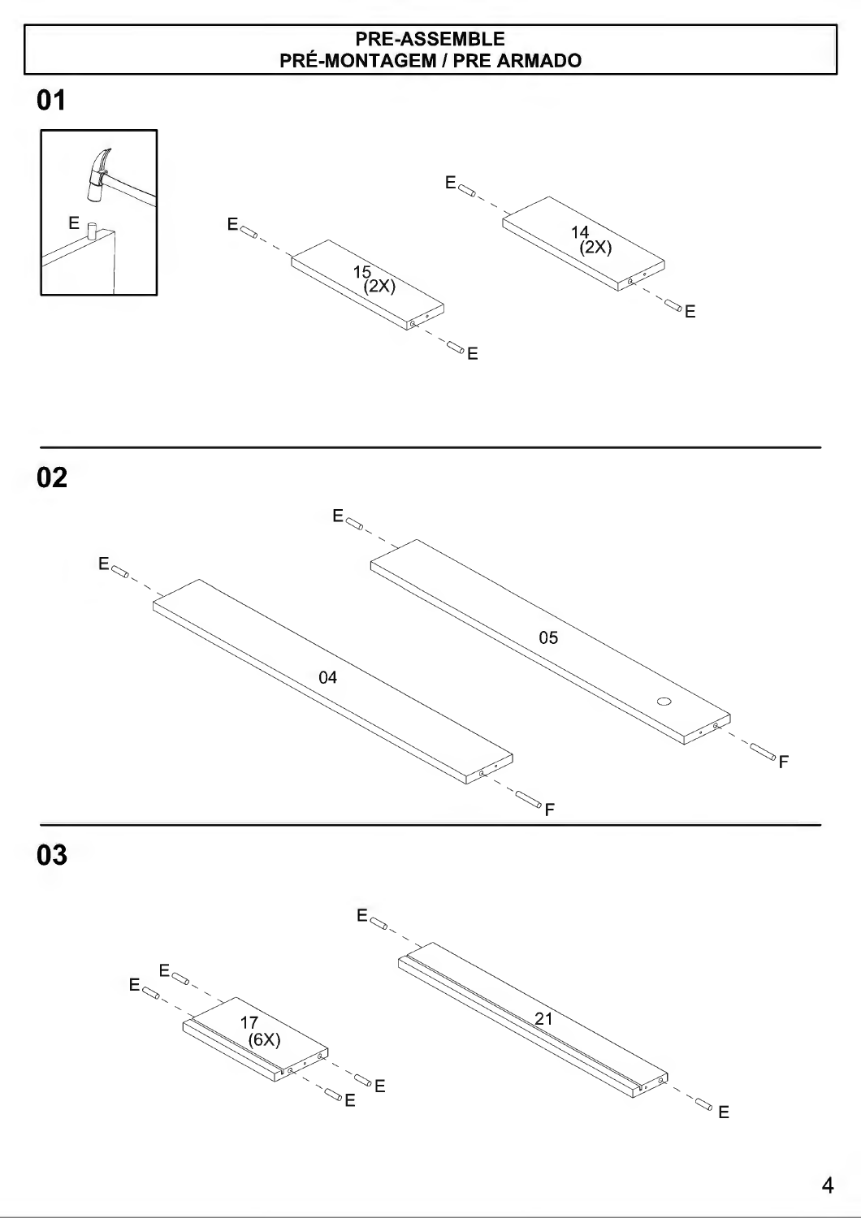# PRE-ASSEMBLE
# PRÉ-MONTAGEM / PRE ARMADO

## 01

E

E

15 (2X)

E

E

14 (2X)

E

## 02

E

04

F

E

05

F

## 03

E

E

17 (6X)

E

E

E

21

E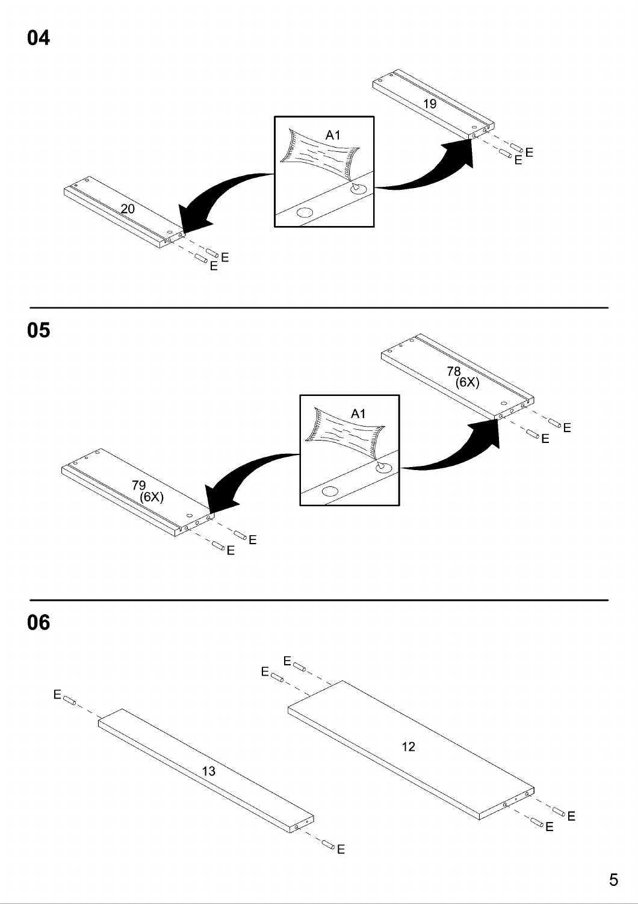## 04

A1

19

20

E

E

E

E

## 05

A1

78
(6X)

79
(6X)

E

E

E

E

## 06

E

E

E

13

12

E

E

E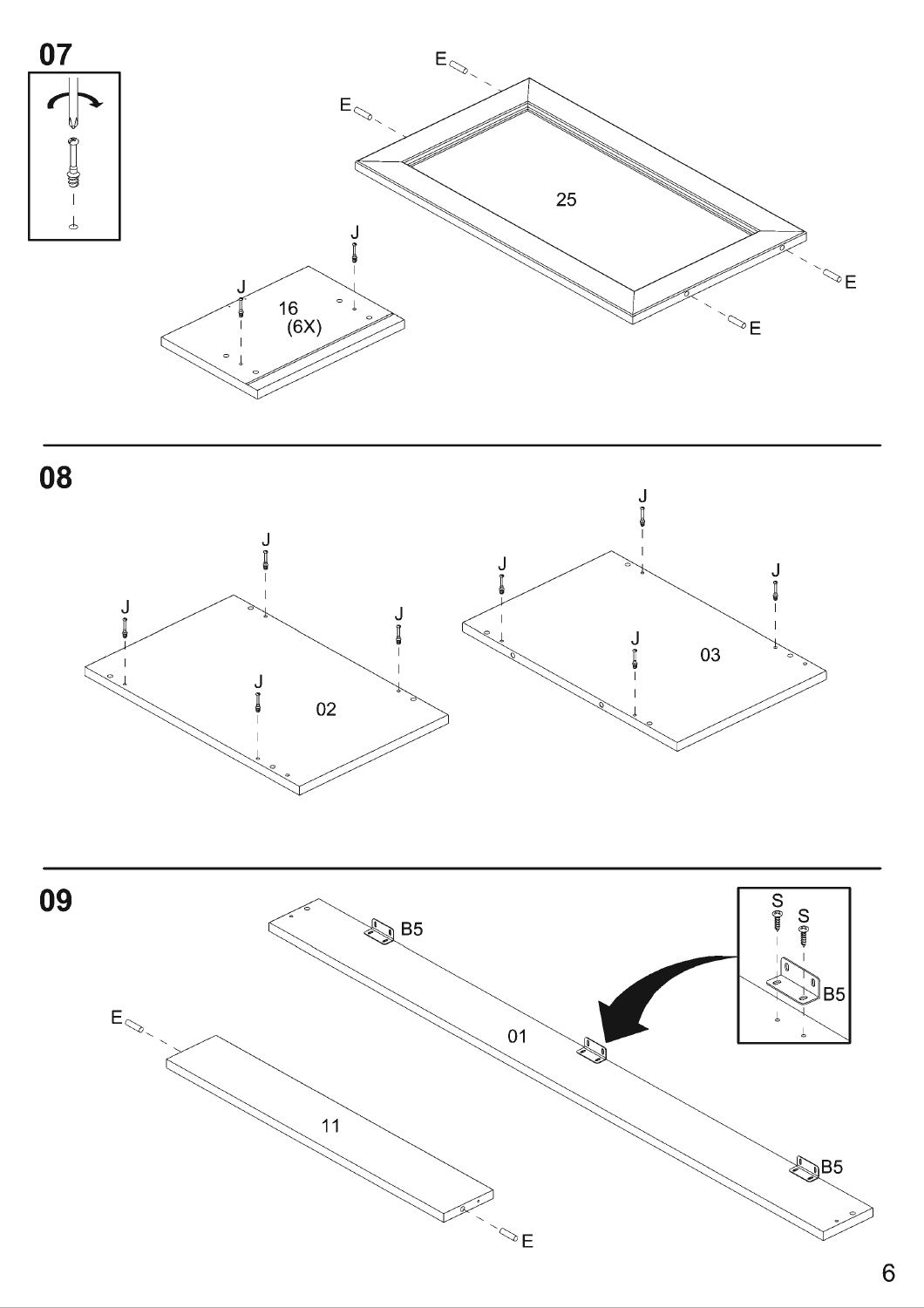## 07

E

E

25

E

E

J

J

16
(6X)

## 08

J

J

J

J

02

J

J

J

J

03

## 09

B5

S S

B5

E

01

11

B5

E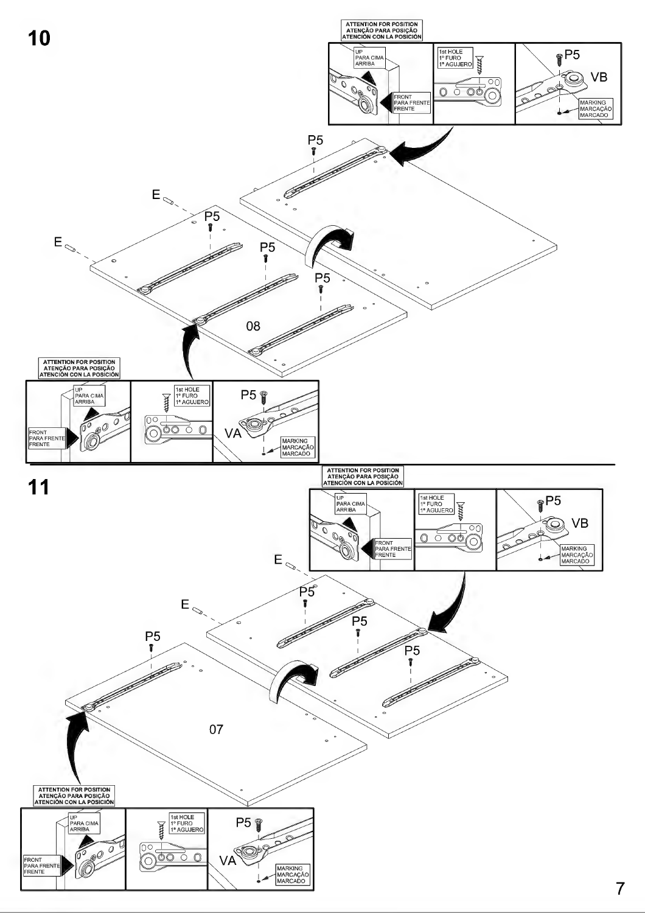## 10

ATTENTION FOR POSITION
ATENÇÃO PARA POSIÇÃO
ATENCIÓN CON LA POSICIÓN

UP
PARA CIMA
ARRIBA

FRONT
PARA FRENTE
FRENTE

1st HOLE
1º FURO
1º AGUJERO

P5

VB

MARKING
MARCAÇÃO
MARCADO

P5

E

P5

E

P5

P5

08

ATTENTION FOR POSITION
ATENÇÃO PARA POSIÇÃO
ATENCIÓN CON LA POSICIÓN

UP
PARA CIMA
ARRIBA

FRONT
PARA FRENTE
FRENTE

1st HOLE
1º FURO
1º AGUJERO

P5

VA

MARKING
MARCAÇÃO
MARCADO

## 11

ATTENTION FOR POSITION
ATENÇÃO PARA POSIÇÃO
ATENCIÓN CON LA POSICIÓN

UP
PARA CIMA
ARRIBA

FRONT
PARA FRENTE
FRENTE

1st HOLE
1º FURO
1º AGUJERO

P5

VB

MARKING
MARCAÇÃO
MARCADO

E

P5

E

P5

P5

P5

07

ATTENTION FOR POSITION
ATENÇÃO PARA POSIÇÃO
ATENCIÓN CON LA POSICIÓN

UP
PARA CIMA
ARRIBA

FRONT
PARA FRENTE
FRENTE

1st HOLE
1º FURO
1º AGUJERO

P5

VA

MARKING
MARCAÇÃO
MARCADO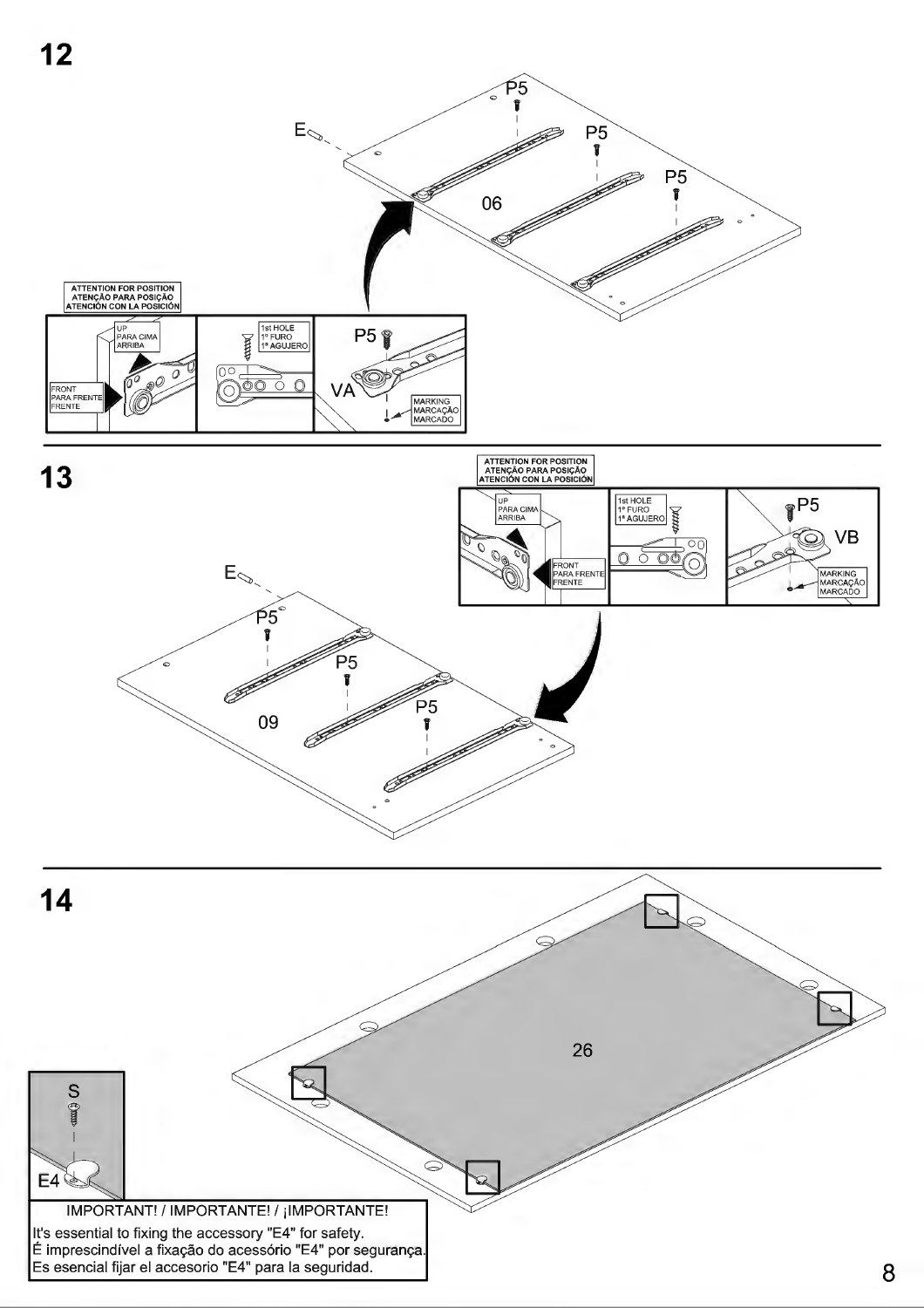## 12

E

P5

P5

P5

06

ATTENTION FOR POSITION
ATENÇÃO PARA POSIÇÃO
ATENCIÓN CON LA POSICIÓN

UP
PARA CIMA
ARRIBA

FRONT
PARA FRENTE
FRENTE

1st HOLE
1º FURO
1º AGUJERO

P5

VA

MARKING
MARCAÇÃO
MARCADO

## 13

ATTENTION FOR POSITION
ATENÇÃO PARA POSIÇÃO
ATENCIÓN CON LA POSICIÓN

UP
PARA CIMA
ARRIBA

FRONT
PARA FRENTE
FRENTE

1st HOLE
1º FURO
1º AGUJERO

P5

VB

MARKING
MARCAÇÃO
MARCADO

E

P5

P5

P5

09

## 14

26

S

E4

IMPORTANT! / IMPORTANTE! / ¡IMPORTANTE!

It's essential to fixing the accessory "E4" for safety.
É imprescindível a fixação do acessório "E4" por segurança.
Es esencial fijar el accesorio "E4" para la seguridad.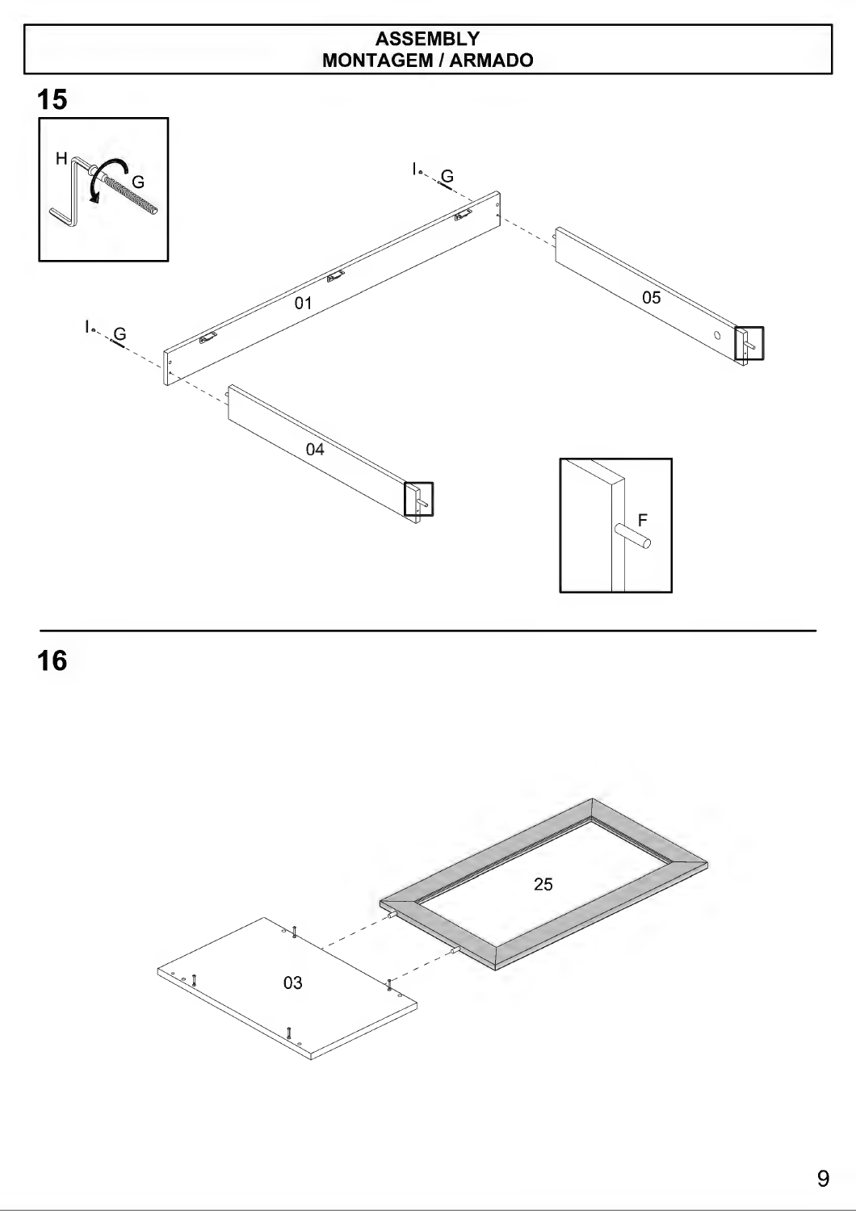# ASSEMBLY
# MONTAGEM / ARMADO

## 15

H G

I G

01

05

I G

04

F

## 16

25

03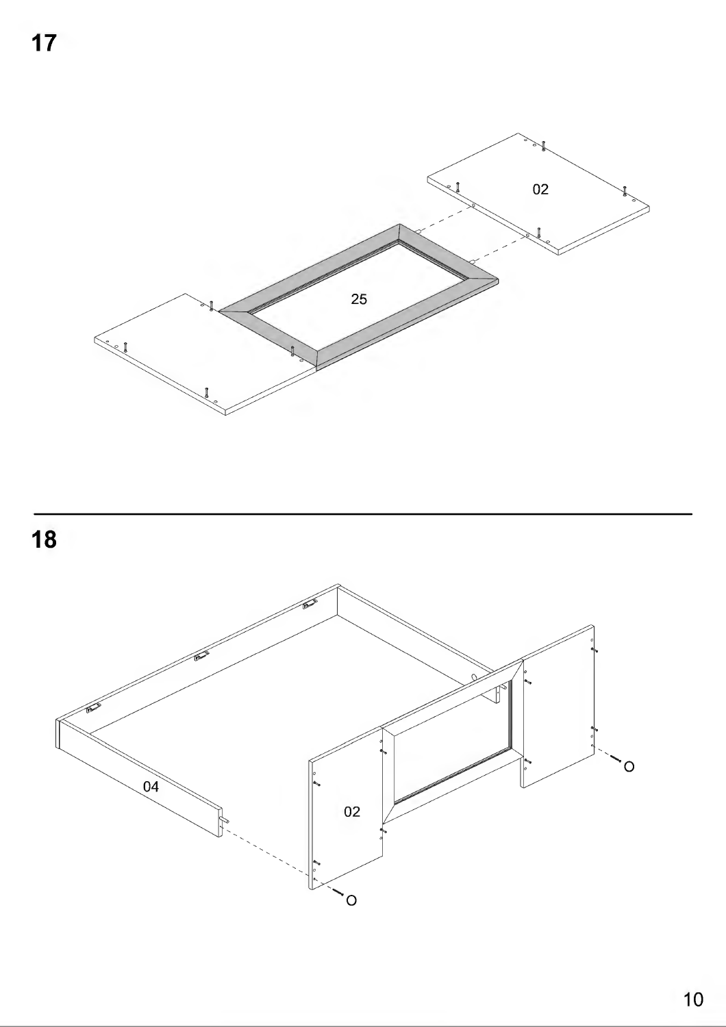**17**

02

25

**18**

04

02

O

O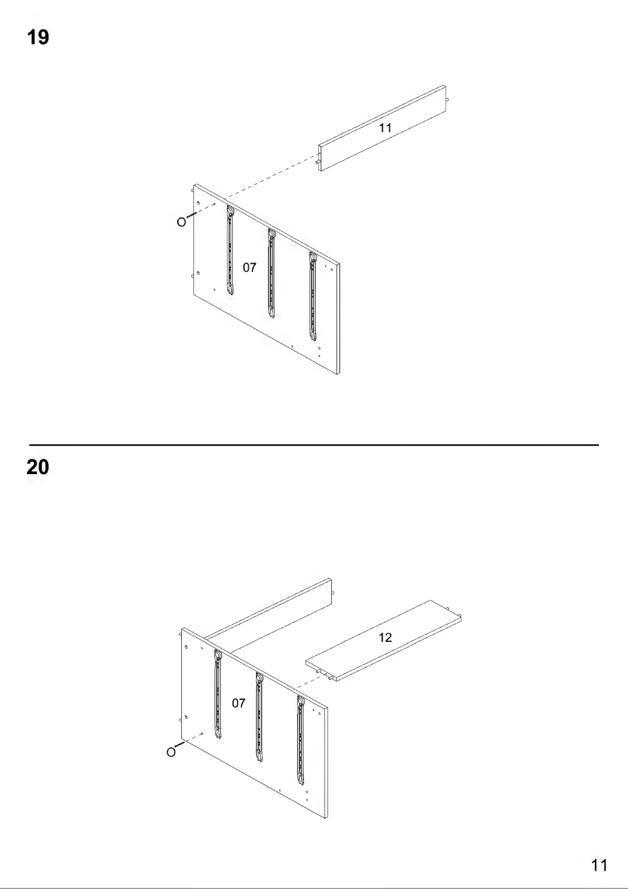## 19

11

O

07

## 20

12

07

O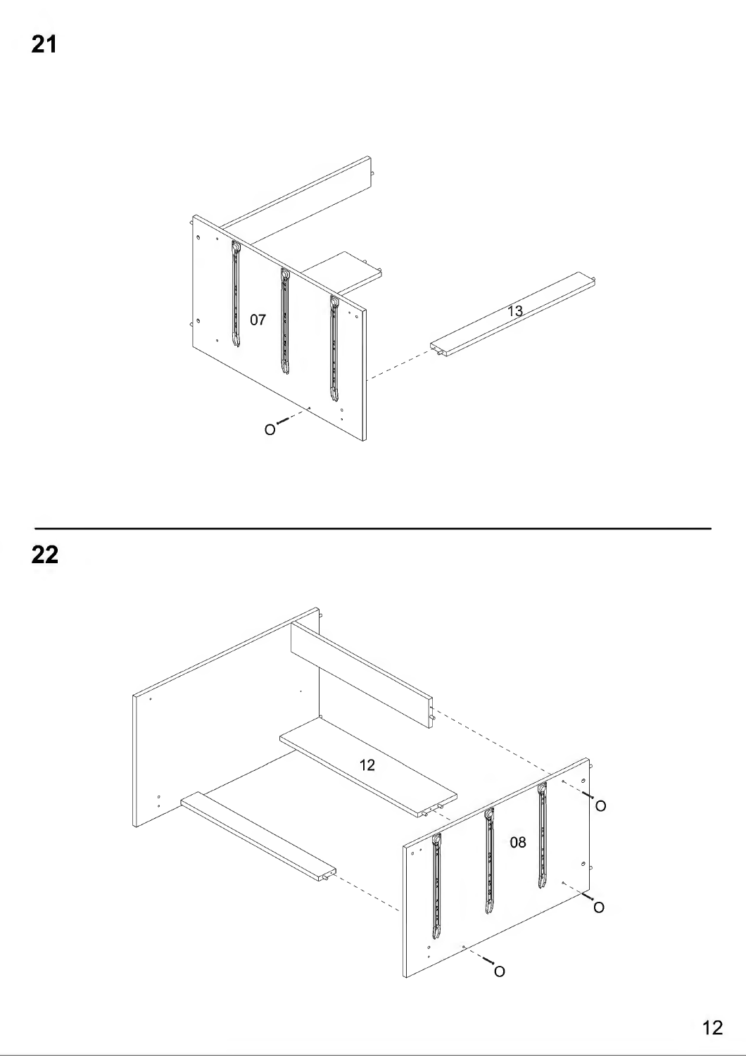## 21

07

13

O

## 22

12

08

O

O

O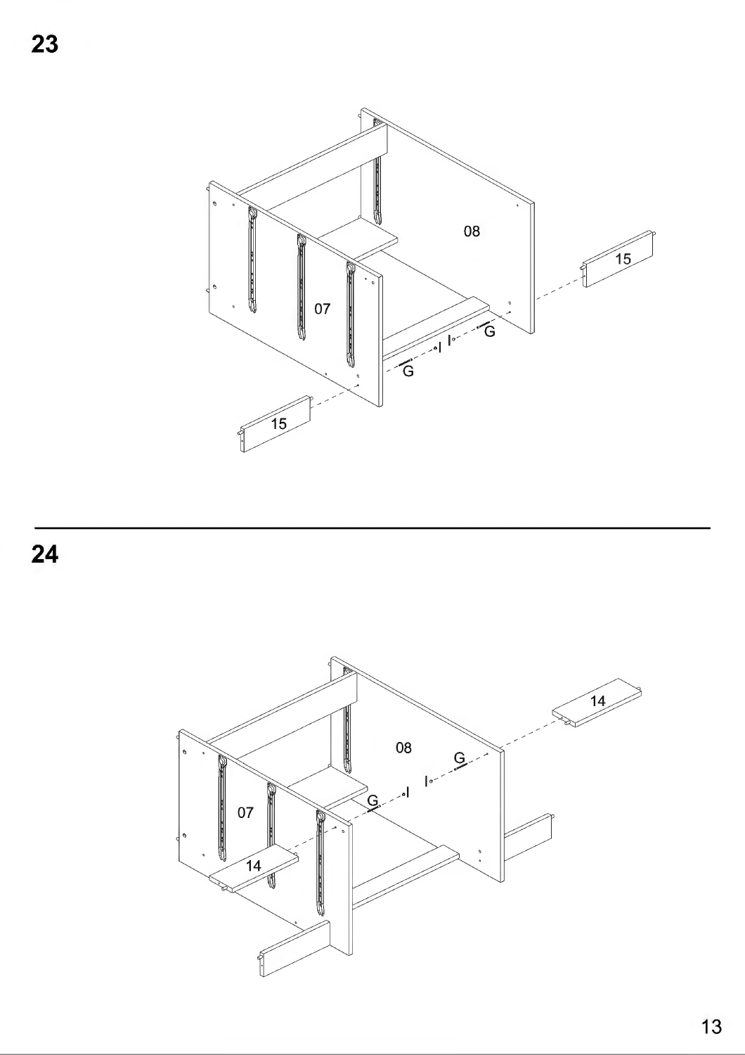## 23

08

15

07

G

G

15

## 24

14

08

G

G

07

14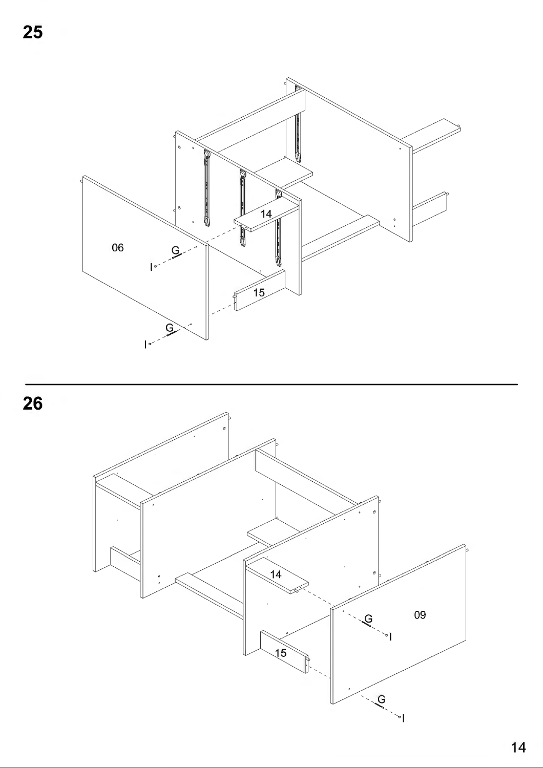## 25

06

G

I

G

I

14

15

## 26

14

15

09

G

I

G

I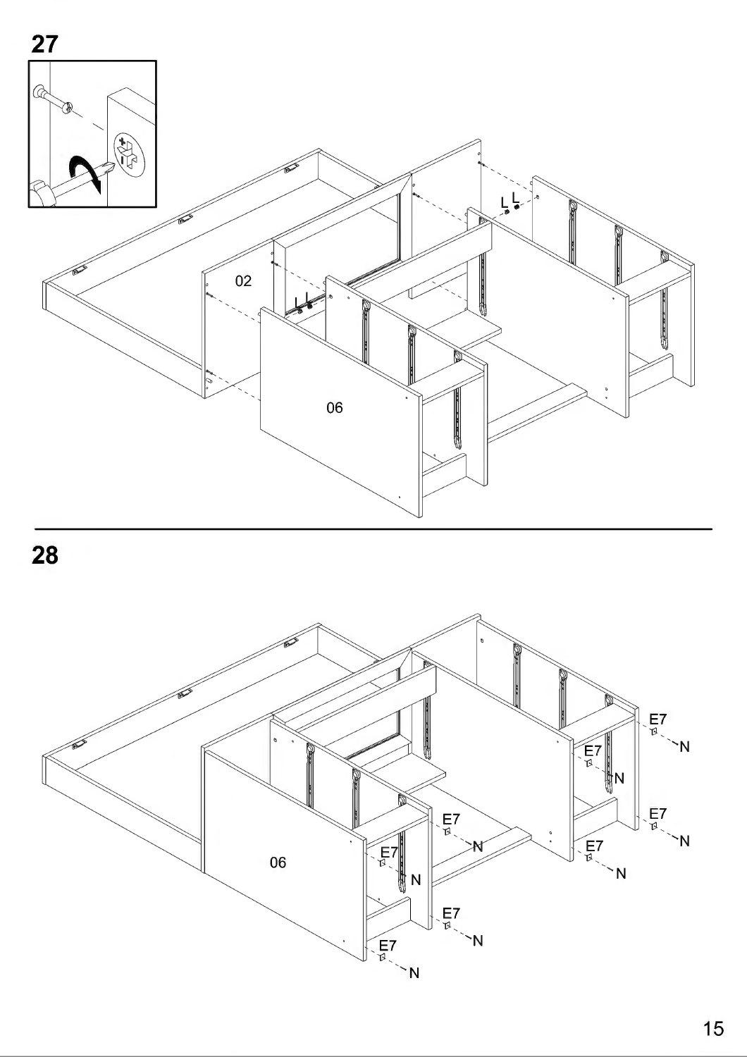## 27

L L

02

L L

06

## 28

06

E7 N

E7 N

E7 N

E7 N

E7 N

E7 N

E7 N

E7 N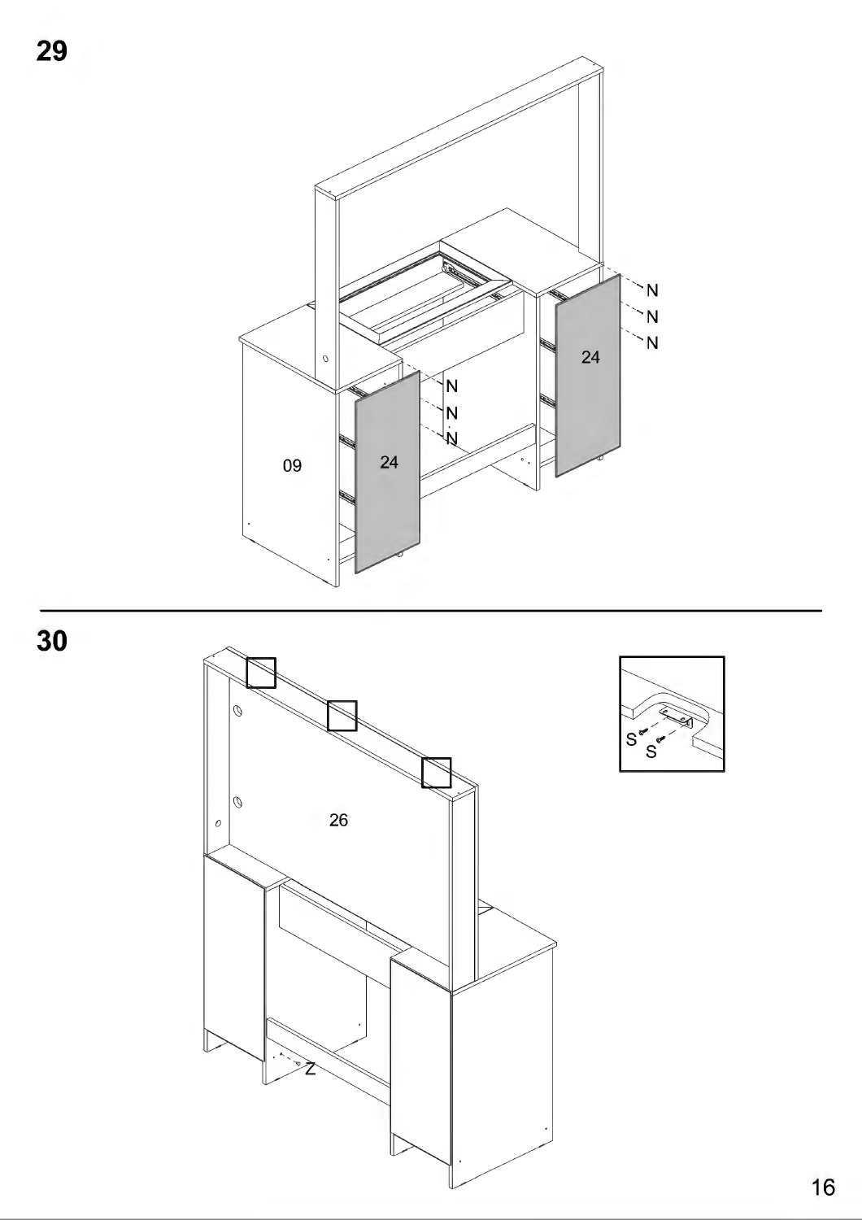**29**

N
N
N
24
N
N
N
09
24

**30**

26
Z
S
S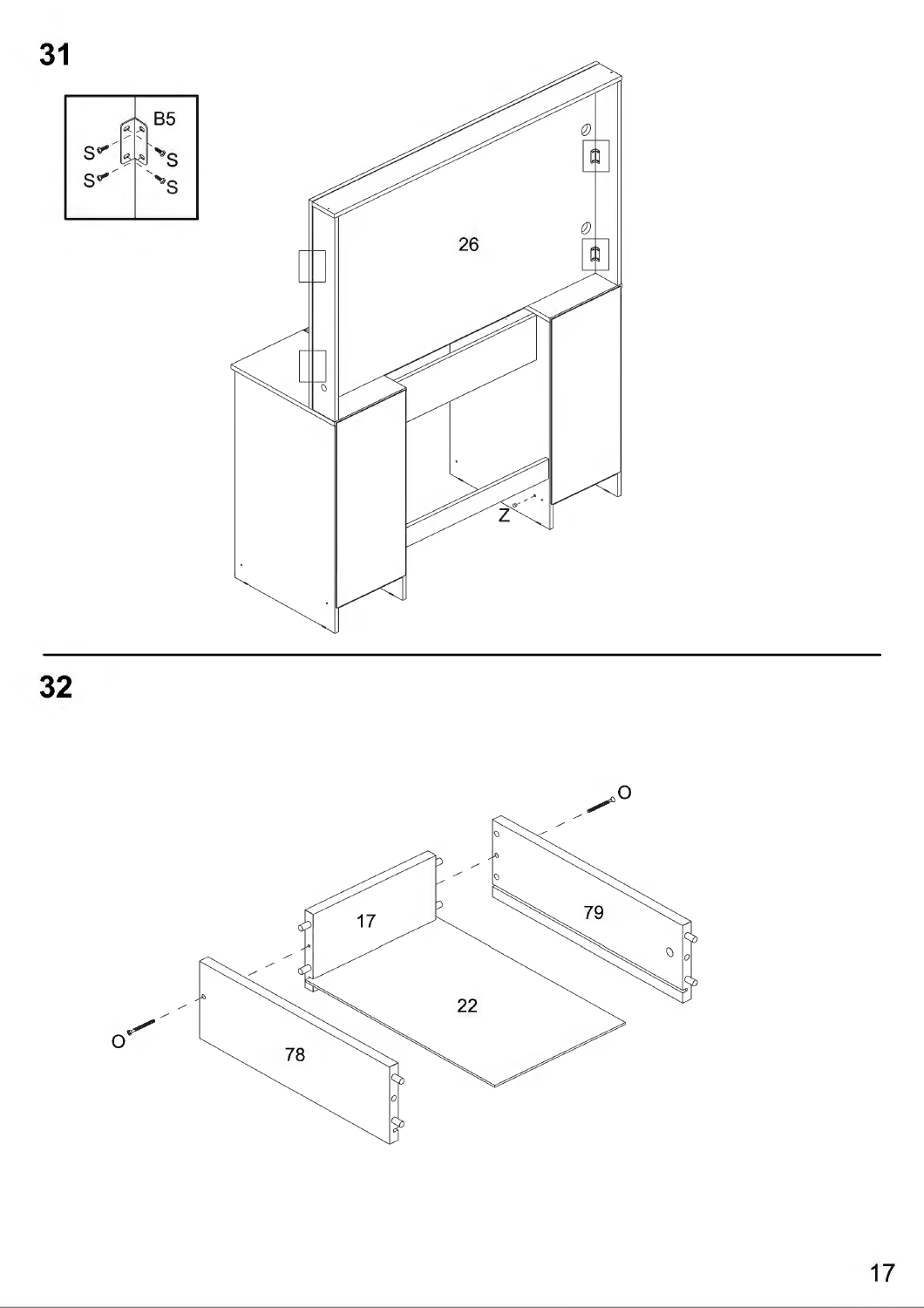## 31

B5

S S S S

26

Z

## 32

O

17

79

22

O

78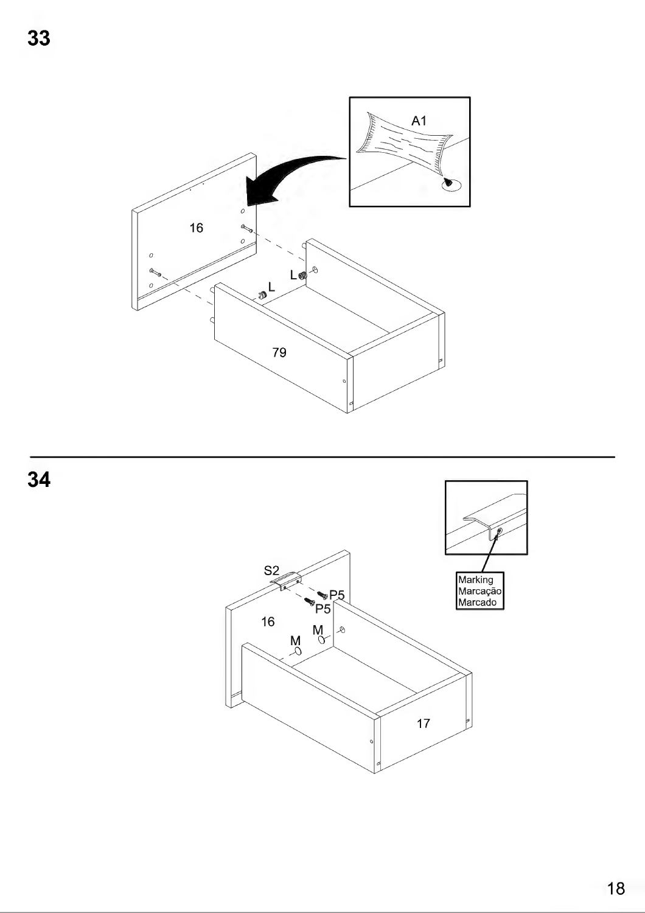## 33

A1

16

L

L

79

## 34

S2

P5

P5

16

M

M

17

Marking
Marcação
Marcado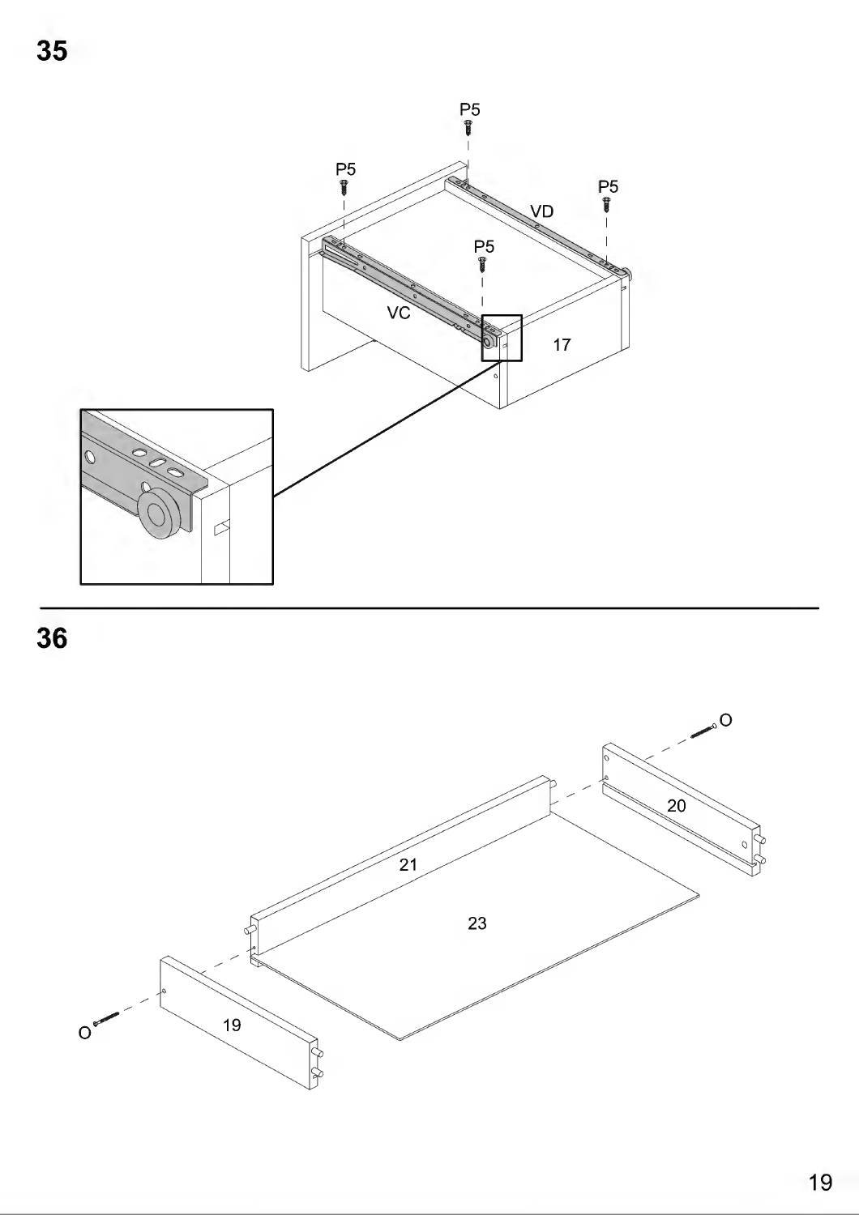## 35

P5

P5

P5

P5

VD

VC

17

## 36

O

20

21

23

19

O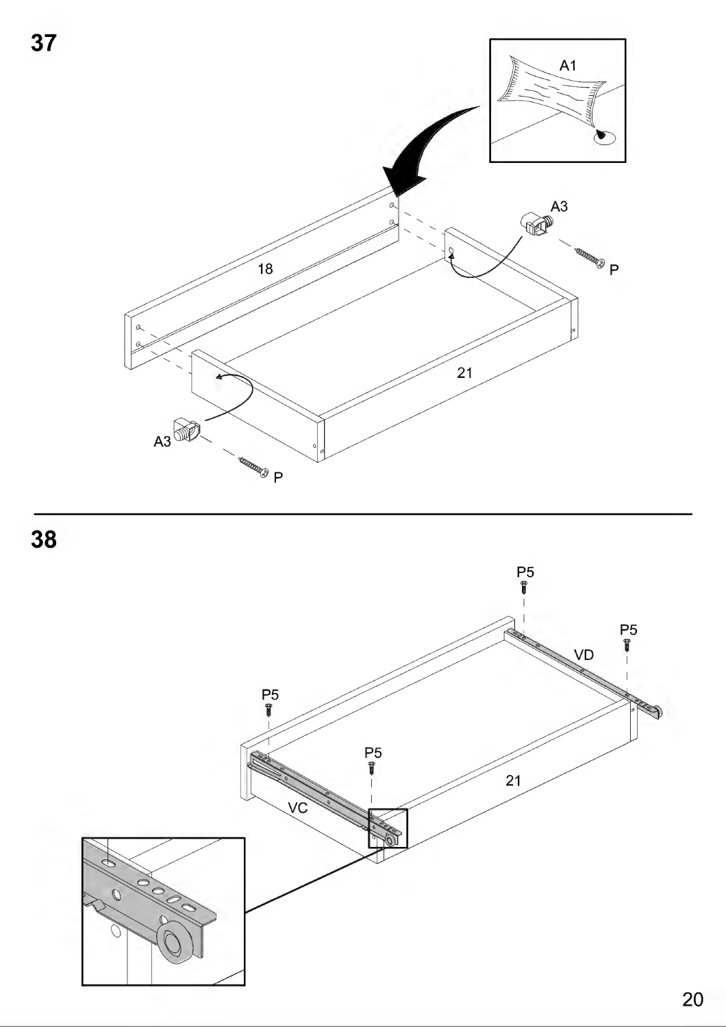## 37

A1

18

A3

P

21

A3

P

## 38

P5

P5

VD

P5

P5

21

VC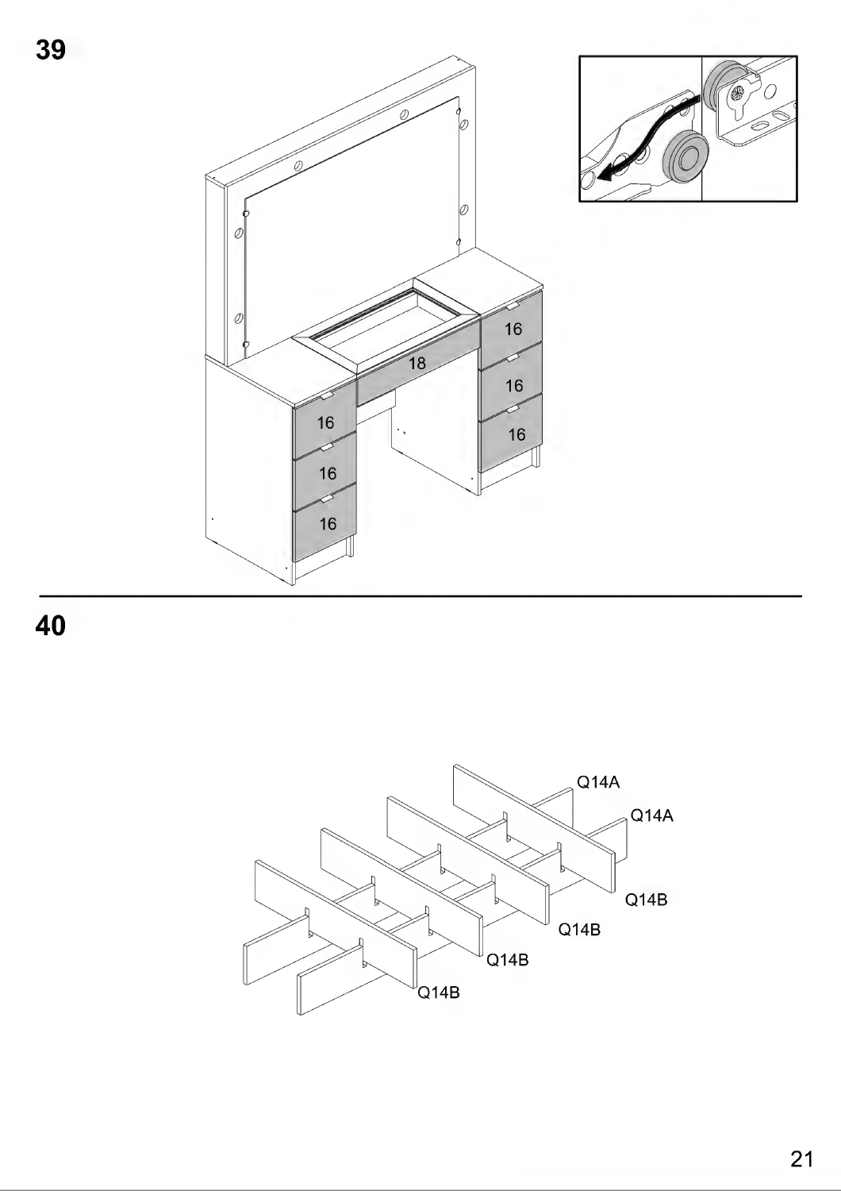## 39

16

18

16

16

16

16

16

## 40

Q14A

Q14A

Q14B

Q14B

Q14B

Q14B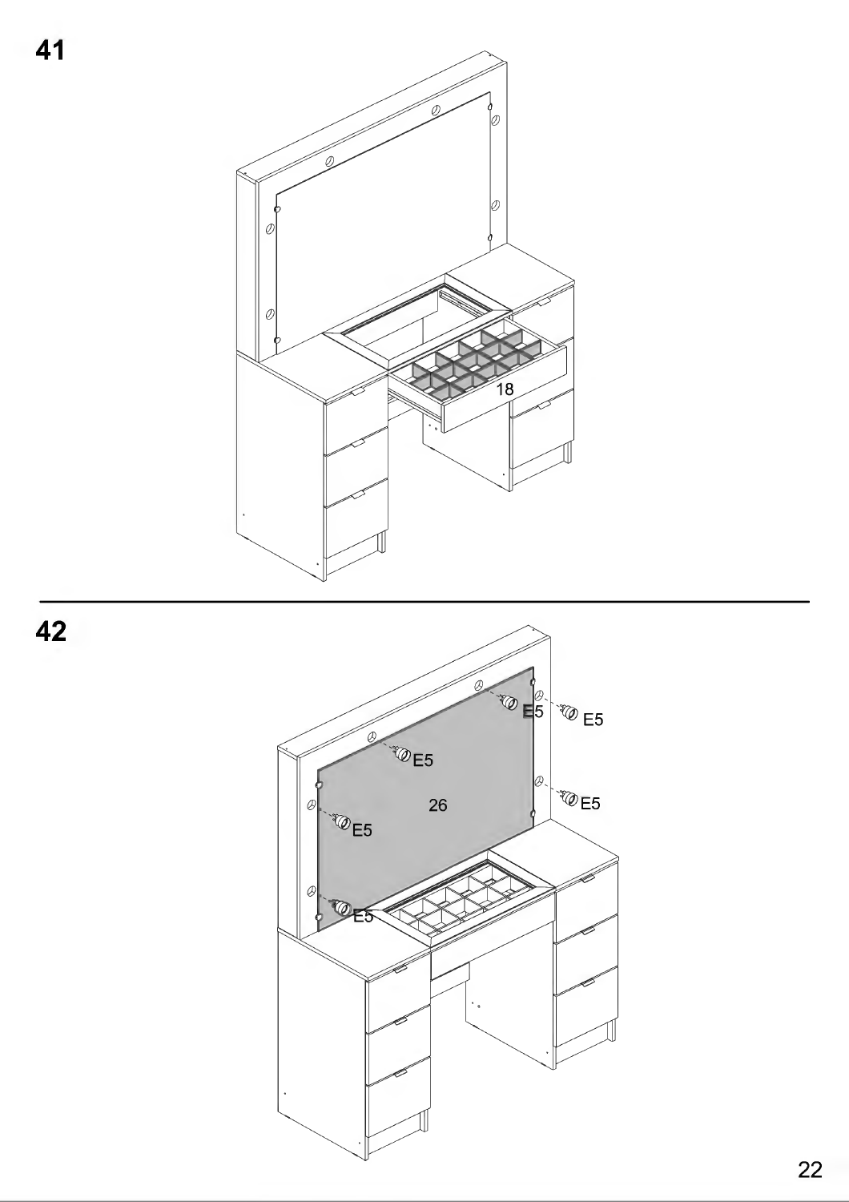## 41

18

## 42

26

E5

E5

E5

E5

E5

E5

E5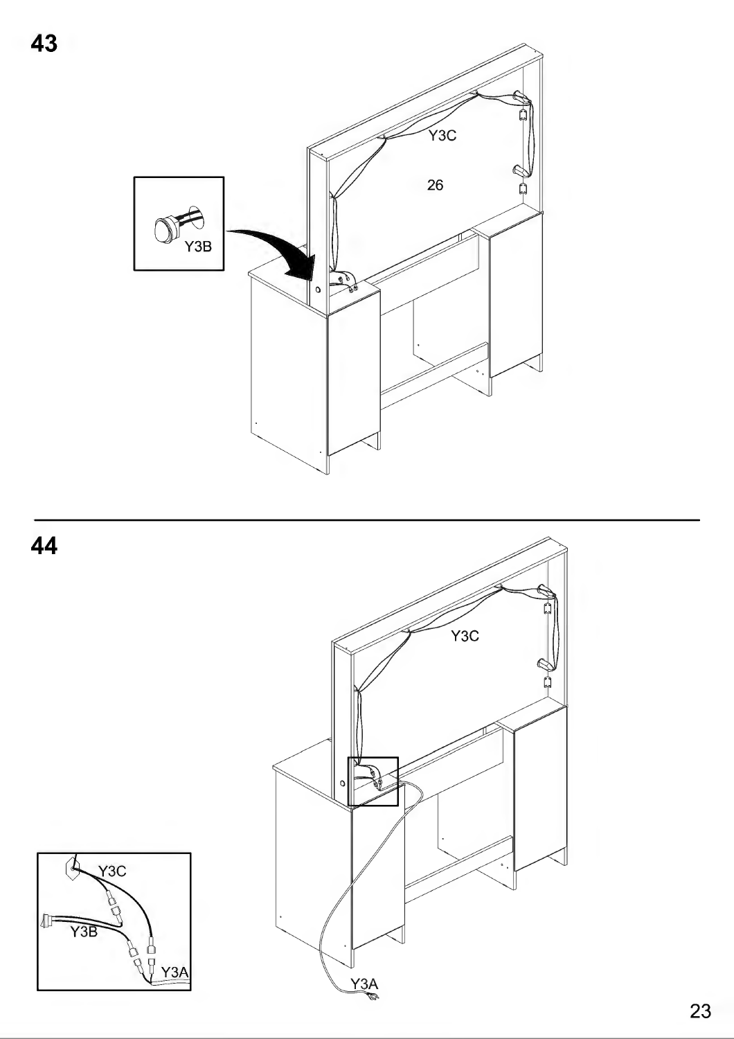43

Y3C

26

Y3B

44

Y3C

Y3C

Y3B

Y3A

Y3A